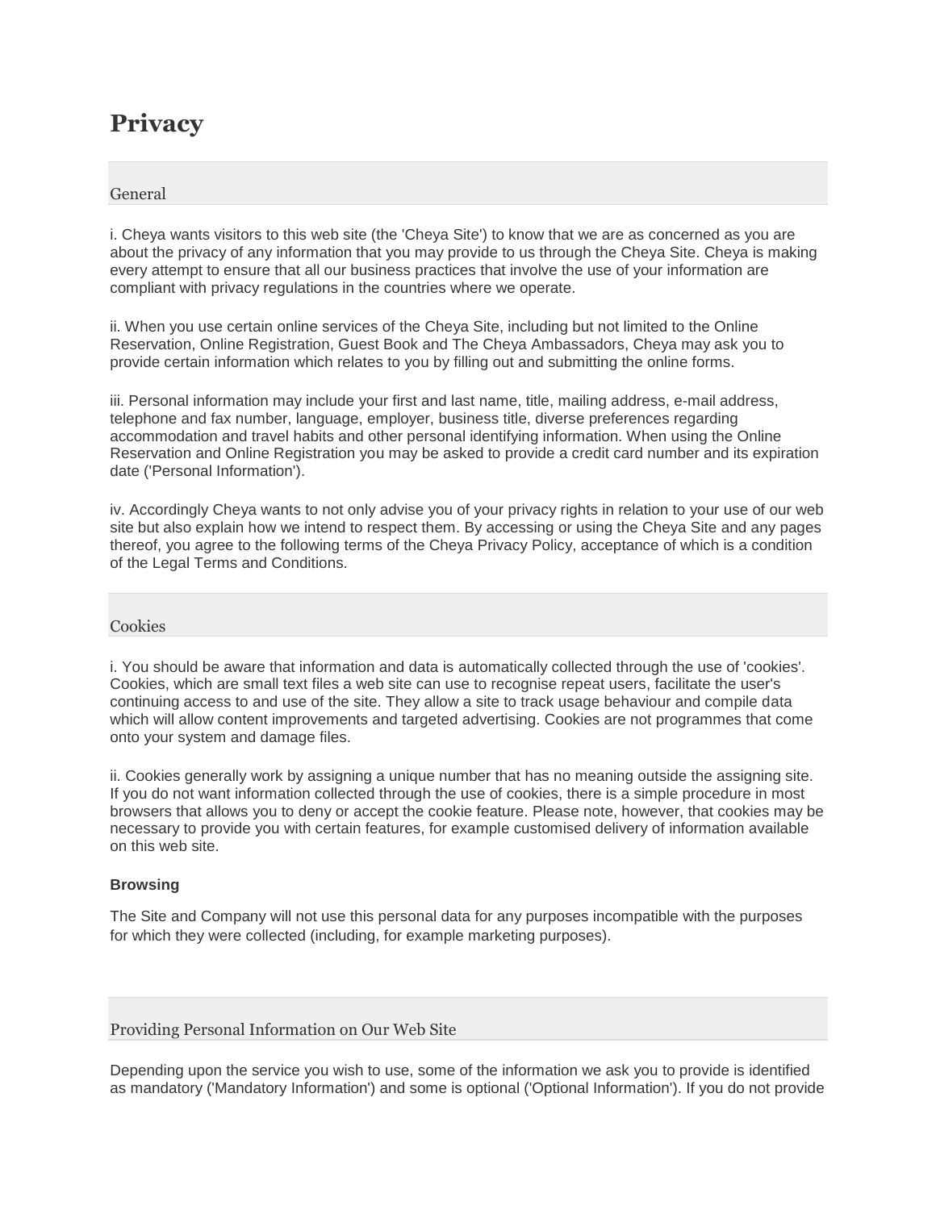# Privacy

## General

i. Cheya wants visitors to this web site (the 'Cheya Site') to know that we are as concerned as you are about the privacy of any information that you may provide to us through the Cheya Site. Cheya is making every attempt to ensure that all our business practices that involve the use of your information are compliant with privacy regulations in the countries where we operate.

ii. When you use certain online services of the Cheya Site, including but not limited to the Online Reservation, Online Registration, Guest Book and The Cheya Ambassadors, Cheya may ask you to provide certain information which relates to you by filling out and submitting the online forms.

iii. Personal information may include your first and last name, title, mailing address, e-mail address, telephone and fax number, language, employer, business title, diverse preferences regarding accommodation and travel habits and other personal identifying information. When using the Online Reservation and Online Registration you may be asked to provide a credit card number and its expiration date ('Personal Information').

iv. Accordingly Cheya wants to not only advise you of your privacy rights in relation to your use of our web site but also explain how we intend to respect them. By accessing or using the Cheya Site and any pages thereof, you agree to the following terms of the Cheya Privacy Policy, acceptance of which is a condition of the Legal Terms and Conditions.

## Cookies

i. You should be aware that information and data is automatically collected through the use of 'cookies'. Cookies, which are small text files a web site can use to recognise repeat users, facilitate the user's continuing access to and use of the site. They allow a site to track usage behaviour and compile data which will allow content improvements and targeted advertising. Cookies are not programmes that come onto your system and damage files.

ii. Cookies generally work by assigning a unique number that has no meaning outside the assigning site. If you do not want information collected through the use of cookies, there is a simple procedure in most browsers that allows you to deny or accept the cookie feature. Please note, however, that cookies may be necessary to provide you with certain features, for example customised delivery of information available on this web site.

**Browsing**

The Site and Company will not use this personal data for any purposes incompatible with the purposes for which they were collected (including, for example marketing purposes).

## Providing Personal Information on Our Web Site

Depending upon the service you wish to use, some of the information we ask you to provide is identified as mandatory ('Mandatory Information') and some is optional ('Optional Information'). If you do not provide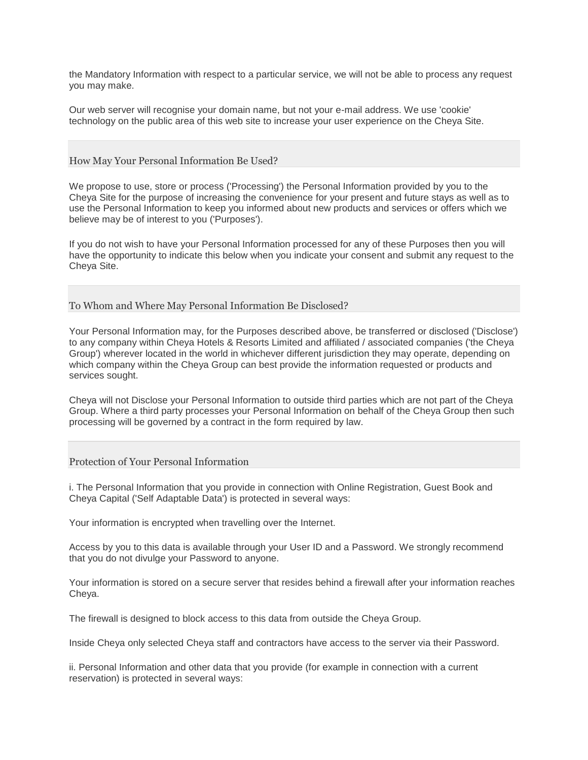the Mandatory Information with respect to a particular service, we will not be able to process any request you may make.

Our web server will recognise your domain name, but not your e-mail address. We use 'cookie' technology on the public area of this web site to increase your user experience on the Cheya Site.

## How May Your Personal Information Be Used?

We propose to use, store or process ('Processing') the Personal Information provided by you to the Cheya Site for the purpose of increasing the convenience for your present and future stays as well as to use the Personal Information to keep you informed about new products and services or offers which we believe may be of interest to you ('Purposes').

If you do not wish to have your Personal Information processed for any of these Purposes then you will have the opportunity to indicate this below when you indicate your consent and submit any request to the Cheya Site.

## To Whom and Where May Personal Information Be Disclosed?

Your Personal Information may, for the Purposes described above, be transferred or disclosed ('Disclose') to any company within Cheya Hotels & Resorts Limited and affiliated / associated companies ('the Cheya Group') wherever located in the world in whichever different jurisdiction they may operate, depending on which company within the Cheya Group can best provide the information requested or products and services sought.

Cheya will not Disclose your Personal Information to outside third parties which are not part of the Cheya Group. Where a third party processes your Personal Information on behalf of the Cheya Group then such processing will be governed by a contract in the form required by law.

## Protection of Your Personal Information

i. The Personal Information that you provide in connection with Online Registration, Guest Book and Cheya Capital ('Self Adaptable Data') is protected in several ways:

Your information is encrypted when travelling over the Internet.

Access by you to this data is available through your User ID and a Password. We strongly recommend that you do not divulge your Password to anyone.

Your information is stored on a secure server that resides behind a firewall after your information reaches Cheya.

The firewall is designed to block access to this data from outside the Cheya Group.

Inside Cheya only selected Cheya staff and contractors have access to the server via their Password.

ii. Personal Information and other data that you provide (for example in connection with a current reservation) is protected in several ways: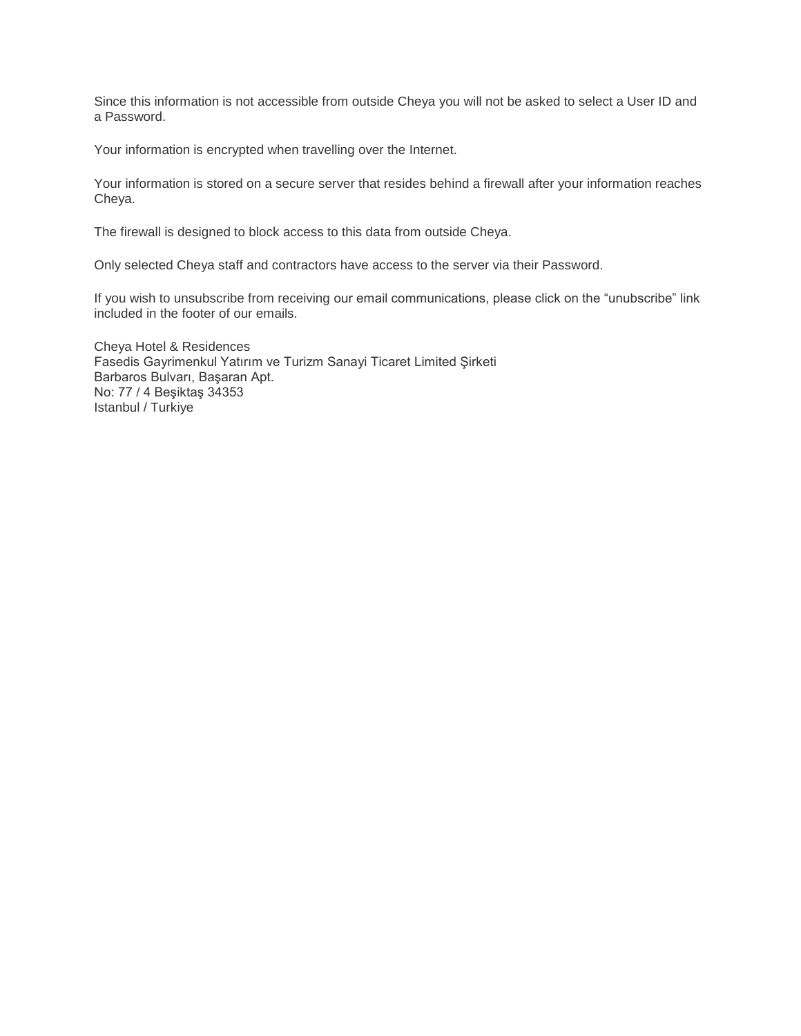Since this information is not accessible from outside Cheya you will not be asked to select a User ID and a Password.

Your information is encrypted when travelling over the Internet.

Your information is stored on a secure server that resides behind a firewall after your information reaches Cheya.

The firewall is designed to block access to this data from outside Cheya.

Only selected Cheya staff and contractors have access to the server via their Password.

If you wish to unsubscribe from receiving our email communications, please click on the “unubscribe” link included in the footer of our emails.

Cheya Hotel & Residences
Fasedis Gayrimenkul Yatırım ve Turizm Sanayi Ticaret Limited Şirketi
Barbaros Bulvarı, Başaran Apt.
No: 77 / 4 Beşiktaş 34353
Istanbul / Turkiye